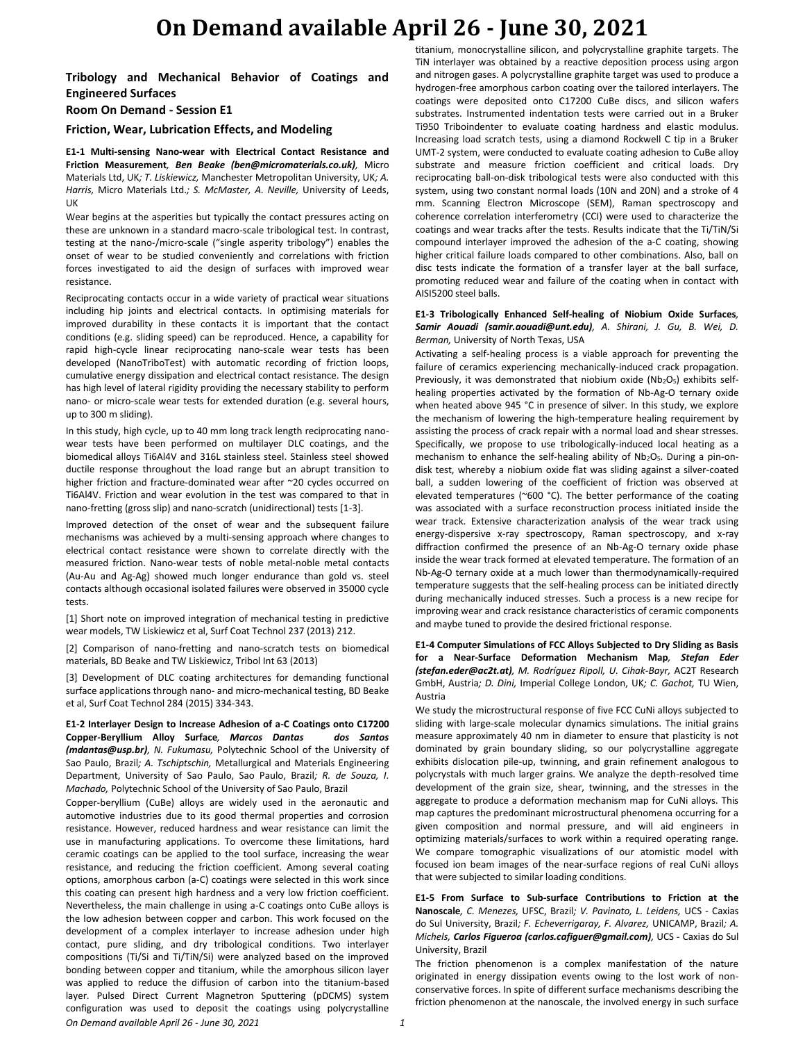# On Demand available April 26 - June 30, 2021

## Tribology and Mechanical Behavior of Coatings and Engineered Surfaces

### Room On Demand - Session E1

### Friction, Wear, Lubrication Effects, and Modeling

**E1-1 Multi-sensing Nano-wear with Electrical Contact Resistance and Friction Measurement**, ***Ben Beake (ben@micromaterials.co.uk)***, Micro Materials Ltd, UK*; T. Liskiewicz,* Manchester Metropolitan University, UK*; A. Harris,* Micro Materials Ltd.*; S. McMaster, A. Neville,* University of Leeds, UK

Wear begins at the asperities but typically the contact pressures acting on these are unknown in a standard macro-scale tribological test. In contrast, testing at the nano-/micro-scale ("single asperity tribology") enables the onset of wear to be studied conveniently and correlations with friction forces investigated to aid the design of surfaces with improved wear resistance.

Reciprocating contacts occur in a wide variety of practical wear situations including hip joints and electrical contacts. In optimising materials for improved durability in these contacts it is important that the contact conditions (e.g. sliding speed) can be reproduced. Hence, a capability for rapid high-cycle linear reciprocating nano-scale wear tests has been developed (NanoTriboTest) with automatic recording of friction loops, cumulative energy dissipation and electrical contact resistance. The design has high level of lateral rigidity providing the necessary stability to perform nano- or micro-scale wear tests for extended duration (e.g. several hours, up to 300 m sliding).

In this study, high cycle, up to 40 mm long track length reciprocating nano-wear tests have been performed on multilayer DLC coatings, and the biomedical alloys Ti6Al4V and 316L stainless steel. Stainless steel showed ductile response throughout the load range but an abrupt transition to higher friction and fracture-dominated wear after ~20 cycles occurred on Ti6Al4V. Friction and wear evolution in the test was compared to that in nano-fretting (gross slip) and nano-scratch (unidirectional) tests [1-3].

Improved detection of the onset of wear and the subsequent failure mechanisms was achieved by a multi-sensing approach where changes to electrical contact resistance were shown to correlate directly with the measured friction. Nano-wear tests of noble metal-noble metal contacts (Au-Au and Ag-Ag) showed much longer endurance than gold vs. steel contacts although occasional isolated failures were observed in 35000 cycle tests.

[1] Short note on improved integration of mechanical testing in predictive wear models, TW Liskiewicz et al, Surf Coat Technol 237 (2013) 212.

[2] Comparison of nano-fretting and nano-scratch tests on biomedical materials, BD Beake and TW Liskiewicz, Tribol Int 63 (2013)

[3] Development of DLC coating architectures for demanding functional surface applications through nano- and micro-mechanical testing, BD Beake et al, Surf Coat Technol 284 (2015) 334-343.

**E1-2 Interlayer Design to Increase Adhesion of a-C Coatings onto C17200 Copper-Beryllium Alloy Surface**, ***Marcos Dantas dos Santos (mdantas@usp.br)****, N. Fukumasu,* Polytechnic School of the University of Sao Paulo, Brazil*; A. Tschiptschin,* Metallurgical and Materials Engineering Department, University of Sao Paulo, Sao Paulo, Brazil*; R. de Souza, I. Machado,* Polytechnic School of the University of Sao Paulo, Brazil

Copper-beryllium (CuBe) alloys are widely used in the aeronautic and automotive industries due to its good thermal properties and corrosion resistance. However, reduced hardness and wear resistance can limit the use in manufacturing applications. To overcome these limitations, hard ceramic coatings can be applied to the tool surface, increasing the wear resistance, and reducing the friction coefficient. Among several coating options, amorphous carbon (a-C) coatings were selected in this work since this coating can present high hardness and a very low friction coefficient. Nevertheless, the main challenge in using a-C coatings onto CuBe alloys is the low adhesion between copper and carbon. This work focused on the development of a complex interlayer to increase adhesion under high contact, pure sliding, and dry tribological conditions. Two interlayer compositions (Ti/Si and Ti/TiN/Si) were analyzed based on the improved bonding between copper and titanium, while the amorphous silicon layer was applied to reduce the diffusion of carbon into the titanium-based layer. Pulsed Direct Current Magnetron Sputtering (pDCMS) system configuration was used to deposit the coatings using polycrystalline titanium, monocrystalline silicon, and polycrystalline graphite targets. The TiN interlayer was obtained by a reactive deposition process using argon and nitrogen gases. A polycrystalline graphite target was used to produce a hydrogen-free amorphous carbon coating over the tailored interlayers. The coatings were deposited onto C17200 CuBe discs, and silicon wafers substrates. Instrumented indentation tests were carried out in a Bruker Ti950 Triboindenter to evaluate coating hardness and elastic modulus. Increasing load scratch tests, using a diamond Rockwell C tip in a Bruker UMT-2 system, were conducted to evaluate coating adhesion to CuBe alloy substrate and measure friction coefficient and critical loads. Dry reciprocating ball-on-disk tribological tests were also conducted with this system, using two constant normal loads (10N and 20N) and a stroke of 4 mm. Scanning Electron Microscope (SEM), Raman spectroscopy and coherence correlation interferometry (CCI) were used to characterize the coatings and wear tracks after the tests. Results indicate that the Ti/TiN/Si compound interlayer improved the adhesion of the a-C coating, showing higher critical failure loads compared to other combinations. Also, ball on disc tests indicate the formation of a transfer layer at the ball surface, promoting reduced wear and failure of the coating when in contact with AISI5200 steel balls.

**E1-3 Tribologically Enhanced Self-healing of Niobium Oxide Surfaces**, ***Samir Aouadi (samir.aouadi@unt.edu)****, A. Shirani, J. Gu, B. Wei, D. Berman,* University of North Texas, USA

Activating a self-healing process is a viable approach for preventing the failure of ceramics experiencing mechanically-induced crack propagation. Previously, it was demonstrated that niobium oxide ($Nb_2O_5$) exhibits self-healing properties activated by the formation of Nb-Ag-O ternary oxide when heated above 945 °C in presence of silver. In this study, we explore the mechanism of lowering the high-temperature healing requirement by assisting the process of crack repair with a normal load and shear stresses. Specifically, we propose to use tribologically-induced local heating as a mechanism to enhance the self-healing ability of $Nb_2O_5$. During a pin-on-disk test, whereby a niobium oxide flat was sliding against a silver-coated ball, a sudden lowering of the coefficient of friction was observed at elevated temperatures (~600 °C). The better performance of the coating was associated with a surface reconstruction process initiated inside the wear track. Extensive characterization analysis of the wear track using energy-dispersive x-ray spectroscopy, Raman spectroscopy, and x-ray diffraction confirmed the presence of an Nb-Ag-O ternary oxide phase inside the wear track formed at elevated temperature. The formation of an Nb-Ag-O ternary oxide at a much lower than thermodynamically-required temperature suggests that the self-healing process can be initiated directly during mechanically induced stresses. Such a process is a new recipe for improving wear and crack resistance characteristics of ceramic components and maybe tuned to provide the desired frictional response.

**E1-4 Computer Simulations of FCC Alloys Subjected to Dry Sliding as Basis for a Near-Surface Deformation Mechanism Map**, ***Stefan Eder (stefan.eder@ac2t.at)****, M. Rodríguez Ripoll, U. Cihak-Bayr,* AC2T Research GmbH, Austria*; D. Dini,* Imperial College London, UK*; C. Gachot,* TU Wien, Austria

We study the microstructural response of five FCC CuNi alloys subjected to sliding with large-scale molecular dynamics simulations. The initial grains measure approximately 40 nm in diameter to ensure that plasticity is not dominated by grain boundary sliding, so our polycrystalline aggregate exhibits dislocation pile-up, twinning, and grain refinement analogous to polycrystals with much larger grains. We analyze the depth-resolved time development of the grain size, shear, twinning, and the stresses in the aggregate to produce a deformation mechanism map for CuNi alloys. This map captures the predominant microstructural phenomena occurring for a given composition and normal pressure, and will aid engineers in optimizing materials/surfaces to work within a required operating range. We compare tomographic visualizations of our atomistic model with focused ion beam images of the near-surface regions of real CuNi alloys that were subjected to similar loading conditions.

**E1-5 From Surface to Sub-surface Contributions to Friction at the Nanoscale**, *C. Menezes,* UFSC, Brazil*; V. Pavinato, L. Leidens,* UCS - Caxias do Sul University, Brazil*; F. Echeverrigaray, F. Alvarez,* UNICAMP, Brazil*; A. Michels,* ***Carlos Figueroa (carlos.cafiguer@gmail.com)****,* UCS - Caxias do Sul University, Brazil

The friction phenomenon is a complex manifestation of the nature originated in energy dissipation events owing to the lost work of non-conservative forces. In spite of different surface mechanisms describing the friction phenomenon at the nanoscale, the involved energy in such surface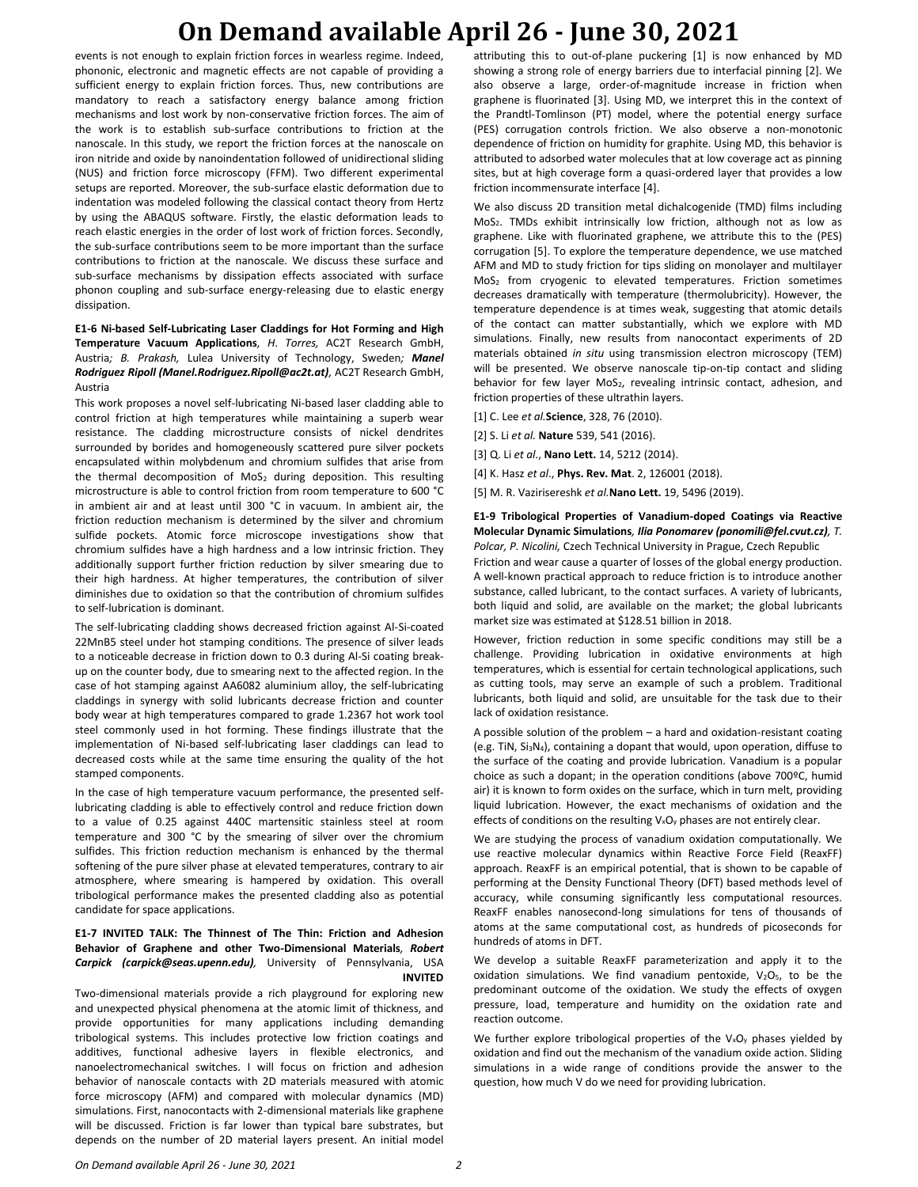events is not enough to explain friction forces in wearless regime. Indeed, phononic, electronic and magnetic effects are not capable of providing a sufficient energy to explain friction forces. Thus, new contributions are mandatory to reach a satisfactory energy balance among friction mechanisms and lost work by non-conservative friction forces. The aim of the work is to establish sub-surface contributions to friction at the nanoscale. In this study, we report the friction forces at the nanoscale on iron nitride and oxide by nanoindentation followed of unidirectional sliding (NUS) and friction force microscopy (FFM). Two different experimental setups are reported. Moreover, the sub-surface elastic deformation due to indentation was modeled following the classical contact theory from Hertz by using the ABAQUS software. Firstly, the elastic deformation leads to reach elastic energies in the order of lost work of friction forces. Secondly, the sub-surface contributions seem to be more important than the surface contributions to friction at the nanoscale. We discuss these surface and sub-surface mechanisms by dissipation effects associated with surface phonon coupling and sub-surface energy-releasing due to elastic energy dissipation.

**E1-6 Ni-based Self-Lubricating Laser Claddings for Hot Forming and High Temperature Vacuum Applications**, *H. Torres,* AC2T Research GmbH, Austria*; B. Prakash,* Lulea University of Technology, Sweden*; **Manel Rodriguez Ripoll (Manel.Rodriguez.Ripoll@ac2t.at)***, AC2T Research GmbH, Austria

This work proposes a novel self-lubricating Ni-based laser cladding able to control friction at high temperatures while maintaining a superb wear resistance. The cladding microstructure consists of nickel dendrites surrounded by borides and homogeneously scattered pure silver pockets encapsulated within molybdenum and chromium sulfides that arise from the thermal decomposition of $MoS_2$ during deposition. This resulting microstructure is able to control friction from room temperature to 600 °C in ambient air and at least until 300 °C in vacuum. In ambient air, the friction reduction mechanism is determined by the silver and chromium sulfide pockets. Atomic force microscope investigations show that chromium sulfides have a high hardness and a low intrinsic friction. They additionally support further friction reduction by silver smearing due to their high hardness. At higher temperatures, the contribution of silver diminishes due to oxidation so that the contribution of chromium sulfides to self-lubrication is dominant.

The self-lubricating cladding shows decreased friction against Al-Si-coated 22MnB5 steel under hot stamping conditions. The presence of silver leads to a noticeable decrease in friction down to 0.3 during Al-Si coating break-up on the counter body, due to smearing next to the affected region. In the case of hot stamping against AA6082 aluminium alloy, the self-lubricating claddings in synergy with solid lubricants decrease friction and counter body wear at high temperatures compared to grade 1.2367 hot work tool steel commonly used in hot forming. These findings illustrate that the implementation of Ni-based self-lubricating laser claddings can lead to decreased costs while at the same time ensuring the quality of the hot stamped components.

In the case of high temperature vacuum performance, the presented self-lubricating cladding is able to effectively control and reduce friction down to a value of 0.25 against 440C martensitic stainless steel at room temperature and 300 °C by the smearing of silver over the chromium sulfides. This friction reduction mechanism is enhanced by the thermal softening of the pure silver phase at elevated temperatures, contrary to air atmosphere, where smearing is hampered by oxidation. This overall tribological performance makes the presented cladding also as potential candidate for space applications.

**E1-7 INVITED TALK: The Thinnest of The Thin: Friction and Adhesion Behavior of Graphene and other Two-Dimensional Materials**, ***Robert Carpick (carpick@seas.upenn.edu)***, University of Pennsylvania, USA **INVITED**

Two-dimensional materials provide a rich playground for exploring new and unexpected physical phenomena at the atomic limit of thickness, and provide opportunities for many applications including demanding tribological systems. This includes protective low friction coatings and additives, functional adhesive layers in flexible electronics, and nanoelectromechanical switches. I will focus on friction and adhesion behavior of nanoscale contacts with 2D materials measured with atomic force microscopy (AFM) and compared with molecular dynamics (MD) simulations. First, nanocontacts with 2-dimensional materials like graphene will be discussed. Friction is far lower than typical bare substrates, but depends on the number of 2D material layers present. An initial model attributing this to out-of-plane puckering [1] is now enhanced by MD showing a strong role of energy barriers due to interfacial pinning [2]. We also observe a large, order-of-magnitude increase in friction when graphene is fluorinated [3]. Using MD, we interpret this in the context of the Prandtl-Tomlinson (PT) model, where the potential energy surface (PES) corrugation controls friction. We also observe a non-monotonic dependence of friction on humidity for graphite. Using MD, this behavior is attributed to adsorbed water molecules that at low coverage act as pinning sites, but at high coverage form a quasi-ordered layer that provides a low friction incommensurate interface [4].

We also discuss 2D transition metal dichalcogenide (TMD) films including $MoS_2$. TMDs exhibit intrinsically low friction, although not as low as graphene. Like with fluorinated graphene, we attribute this to the (PES) corrugation [5]. To explore the temperature dependence, we use matched AFM and MD to study friction for tips sliding on monolayer and multilayer $MoS_2$ from cryogenic to elevated temperatures. Friction sometimes decreases dramatically with temperature (thermolubricity). However, the temperature dependence is at times weak, suggesting that atomic details of the contact can matter substantially, which we explore with MD simulations. Finally, new results from nanocontact experiments of 2D materials obtained *in situ* using transmission electron microscopy (TEM) will be presented. We observe nanoscale tip-on-tip contact and sliding behavior for few layer $MoS_2$, revealing intrinsic contact, adhesion, and friction properties of these ultrathin layers.

[1] C. Lee *et al.* **Science**, 328, 76 (2010).

[2] S. Li *et al.* **Nature** 539, 541 (2016).

[3] Q. Li *et al.*, **Nano Lett.** 14, 5212 (2014).

[4] K. Hasz *et al.*, **Phys. Rev. Mat**. 2, 126001 (2018).

[5] M. R. Vazirisereshk *et al.* **Nano Lett.** 19, 5496 (2019).

**E1-9 Tribological Properties of Vanadium-doped Coatings via Reactive Molecular Dynamic Simulations**, ***Ilia Ponomarev (ponomili@fel.cvut.cz)***, *T. Polcar, P. Nicolini,* Czech Technical University in Prague, Czech Republic

Friction and wear cause a quarter of losses of the global energy production. A well-known practical approach to reduce friction is to introduce another substance, called lubricant, to the contact surfaces. A variety of lubricants, both liquid and solid, are available on the market; the global lubricants market size was estimated at $128.51 billion in 2018.

However, friction reduction in some specific conditions may still be a challenge. Providing lubrication in oxidative environments at high temperatures, which is essential for certain technological applications, such as cutting tools, may serve an example of such a problem. Traditional lubricants, both liquid and solid, are unsuitable for the task due to their lack of oxidation resistance.

A possible solution of the problem – a hard and oxidation-resistant coating (e.g. TiN, $Si_3N_4$), containing a dopant that would, upon operation, diffuse to the surface of the coating and provide lubrication. Vanadium is a popular choice as such a dopant; in the operation conditions (above 700ºC, humid air) it is known to form oxides on the surface, which in turn melt, providing liquid lubrication. However, the exact mechanisms of oxidation and the effects of conditions on the resulting $V_xO_y$ phases are not entirely clear.

We are studying the process of vanadium oxidation computationally. We use reactive molecular dynamics within Reactive Force Field (ReaxFF) approach. ReaxFF is an empirical potential, that is shown to be capable of performing at the Density Functional Theory (DFT) based methods level of accuracy, while consuming significantly less computational resources. ReaxFF enables nanosecond-long simulations for tens of thousands of atoms at the same computational cost, as hundreds of picoseconds for hundreds of atoms in DFT.

We develop a suitable ReaxFF parameterization and apply it to the oxidation simulations. We find vanadium pentoxide, $V_2O_5$, to be the predominant outcome of the oxidation. We study the effects of oxygen pressure, load, temperature and humidity on the oxidation rate and reaction outcome.

We further explore tribological properties of the $V_xO_y$ phases yielded by oxidation and find out the mechanism of the vanadium oxide action. Sliding simulations in a wide range of conditions provide the answer to the question, how much V do we need for providing lubrication.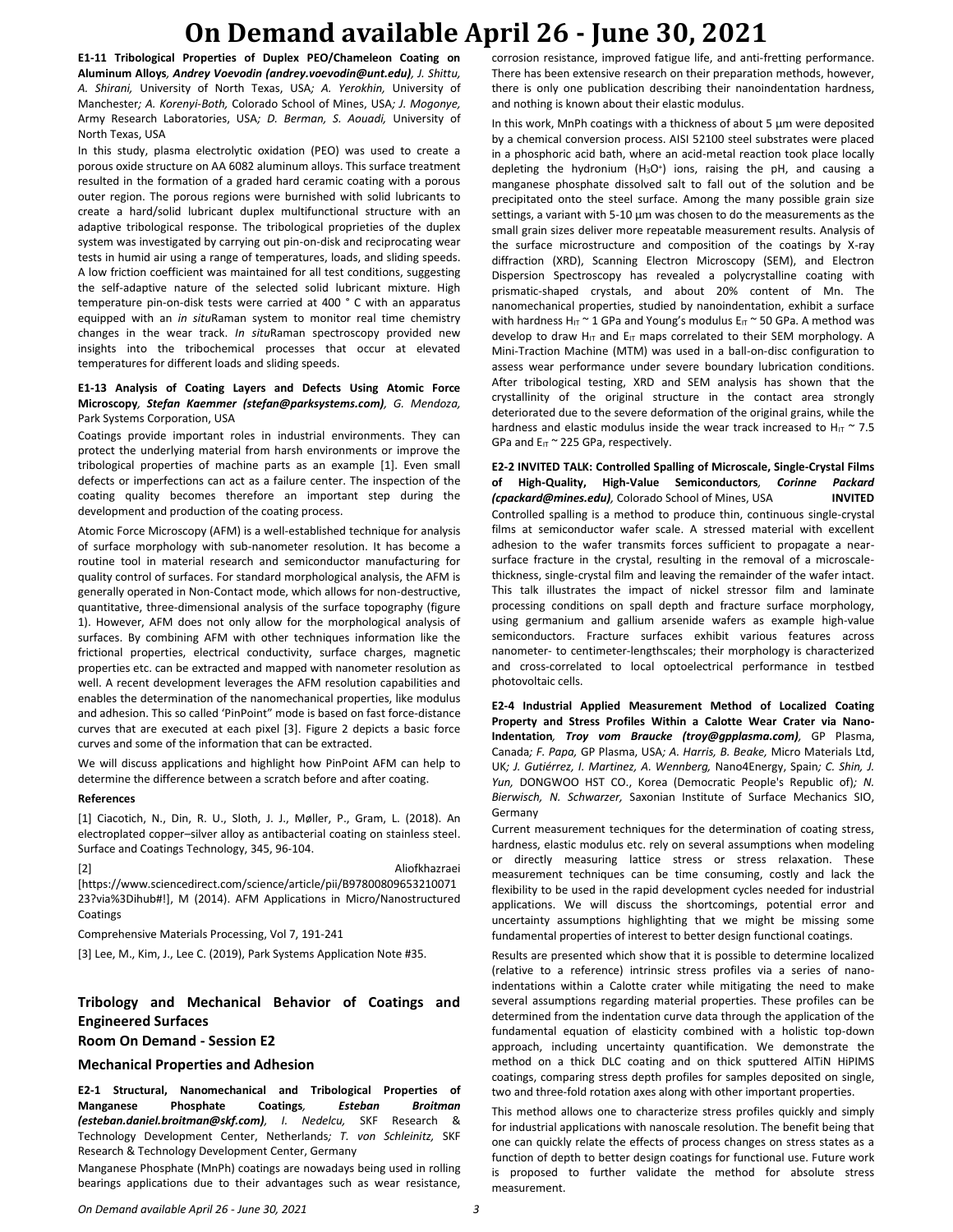**E1-11 Tribological Properties of Duplex PEO/Chameleon Coating on Aluminum Alloys**, ***Andrey Voevodin (andrey.voevodin@unt.edu)**, J. Shittu, A. Shirani,* University of North Texas, USA*; A. Yerokhin,* University of Manchester*; A. Korenyi-Both,* Colorado School of Mines, USA*; J. Mogonye,* Army Research Laboratories, USA*; D. Berman, S. Aouadi,* University of North Texas, USA

In this study, plasma electrolytic oxidation (PEO) was used to create a porous oxide structure on AA 6082 aluminum alloys. This surface treatment resulted in the formation of a graded hard ceramic coating with a porous outer region. The porous regions were burnished with solid lubricants to create a hard/solid lubricant duplex multifunctional structure with an adaptive tribological response. The tribological proprieties of the duplex system was investigated by carrying out pin-on-disk and reciprocating wear tests in humid air using a range of temperatures, loads, and sliding speeds. A low friction coefficient was maintained for all test conditions, suggesting the self-adaptive nature of the selected solid lubricant mixture. High temperature pin-on-disk tests were carried at 400 ° C with an apparatus equipped with an *in situ*Raman system to monitor real time chemistry changes in the wear track. *In situ*Raman spectroscopy provided new insights into the tribochemical processes that occur at elevated temperatures for different loads and sliding speeds.

**E1-13 Analysis of Coating Layers and Defects Using Atomic Force Microscopy**, ***Stefan Kaemmer (stefan@parksystems.com)**, G. Mendoza,* Park Systems Corporation, USA

Coatings provide important roles in industrial environments. They can protect the underlying material from harsh environments or improve the tribological properties of machine parts as an example [1]. Even small defects or imperfections can act as a failure center. The inspection of the coating quality becomes therefore an important step during the development and production of the coating process.

Atomic Force Microscopy (AFM) is a well-established technique for analysis of surface morphology with sub-nanometer resolution. It has become a routine tool in material research and semiconductor manufacturing for quality control of surfaces. For standard morphological analysis, the AFM is generally operated in Non-Contact mode, which allows for non-destructive, quantitative, three-dimensional analysis of the surface topography (figure 1). However, AFM does not only allow for the morphological analysis of surfaces. By combining AFM with other techniques information like the frictional properties, electrical conductivity, surface charges, magnetic properties etc. can be extracted and mapped with nanometer resolution as well. A recent development leverages the AFM resolution capabilities and enables the determination of the nanomechanical properties, like modulus and adhesion. This so called 'PinPoint' mode is based on fast force-distance curves that are executed at each pixel [3]. Figure 2 depicts a basic force curves and some of the information that can be extracted.

We will discuss applications and highlight how PinPoint AFM can help to determine the difference between a scratch before and after coating.

**References**

[1] Ciacotich, N., Din, R. U., Sloth, J. J., Møller, P., Gram, L. (2018). An electroplated copper–silver alloy as antibacterial coating on stainless steel. Surface and Coatings Technology, 345, 96-104.

[2] Aliofkhazraei [https://www.sciencedirect.com/science/article/pii/B978008096532100712 3?via%3Dihub#!], M (2014). AFM Applications in Micro/Nanostructured Coatings

Comprehensive Materials Processing, Vol 7, 191-241

[3] Lee, M., Kim, J., Lee C. (2019), Park Systems Application Note #35.

## Tribology and Mechanical Behavior of Coatings and Engineered Surfaces

### Room On Demand - Session E2

### Mechanical Properties and Adhesion

**E2-1 Structural, Nanomechanical and Tribological Properties of Manganese Phosphate Coatings**, ***Esteban Broitman (esteban.daniel.broitman@skf.com)**, I. Nedelcu,* SKF Research & Technology Development Center, Netherlands*; T. von Schleinitz,* SKF Research & Technology Development Center, Germany

Manganese Phosphate (MnPh) coatings are nowadays being used in rolling bearings applications due to their advantages such as wear resistance, corrosion resistance, improved fatigue life, and anti-fretting performance. There has been extensive research on their preparation methods, however, there is only one publication describing their nanoindentation hardness, and nothing is known about their elastic modulus.

In this work, MnPh coatings with a thickness of about 5 µm were deposited by a chemical conversion process. AISI 52100 steel substrates were placed in a phosphoric acid bath, where an acid-metal reaction took place locally depleting the hydronium ($H_3O^+$) ions, raising the pH, and causing a manganese phosphate dissolved salt to fall out of the solution and be precipitated onto the steel surface. Among the many possible grain size settings, a variant with 5-10 µm was chosen to do the measurements as the small grain sizes deliver more repeatable measurement results. Analysis of the surface microstructure and composition of the coatings by X-ray diffraction (XRD), Scanning Electron Microscopy (SEM), and Electron Dispersion Spectroscopy has revealed a polycrystalline coating with prismatic-shaped crystals, and about 20% content of Mn. The nanomechanical properties, studied by nanoindentation, exhibit a surface with hardness $H_{IT}$ ~ 1 GPa and Young's modulus $E_{IT}$ ~ 50 GPa. A method was develop to draw $H_{IT}$ and $E_{IT}$ maps correlated to their SEM morphology. A Mini-Traction Machine (MTM) was used in a ball-on-disc configuration to assess wear performance under severe boundary lubrication conditions. After tribological testing, XRD and SEM analysis has shown that the crystallinity of the original structure in the contact area strongly deteriorated due to the severe deformation of the original grains, while the hardness and elastic modulus inside the wear track increased to $H_{IT}$ ~ 7.5 GPa and $E_{IT}$ ~ 225 GPa, respectively.

**E2-2 INVITED TALK: Controlled Spalling of Microscale, Single-Crystal Films of High-Quality, High-Value Semiconductors**, ***Corinne Packard (cpackard@mines.edu)**,* Colorado School of Mines, USA **INVITED**

Controlled spalling is a method to produce thin, continuous single-crystal films at semiconductor wafer scale. A stressed material with excellent adhesion to the wafer transmits forces sufficient to propagate a near-surface fracture in the crystal, resulting in the removal of a microscale-thickness, single-crystal film and leaving the remainder of the wafer intact. This talk illustrates the impact of nickel stressor film and laminate processing conditions on spall depth and fracture surface morphology, using germanium and gallium arsenide wafers as example high-value semiconductors. Fracture surfaces exhibit various features across nanometer- to centimeter-lengthscales; their morphology is characterized and cross-correlated to local optoelectrical performance in testbed photovoltaic cells.

**E2-4 Industrial Applied Measurement Method of Localized Coating Property and Stress Profiles Within a Calotte Wear Crater via Nano-Indentation**, ***Troy vom Braucke (troy@gpplasma.com)**,* GP Plasma, Canada*; F. Papa,* GP Plasma, USA*; A. Harris, B. Beake,* Micro Materials Ltd, UK*; J. Gutiérrez, I. Martinez, A. Wennberg,* Nano4Energy, Spain*; C. Shin, J. Yun,* DONGWOO HST CO., Korea (Democratic People's Republic of)*; N. Bierwisch, N. Schwarzer,* Saxonian Institute of Surface Mechanics SIO, Germany

Current measurement techniques for the determination of coating stress, hardness, elastic modulus etc. rely on several assumptions when modeling or directly measuring lattice stress or stress relaxation. These measurement techniques can be time consuming, costly and lack the flexibility to be used in the rapid development cycles needed for industrial applications. We will discuss the shortcomings, potential error and uncertainty assumptions highlighting that we might be missing some fundamental properties of interest to better design functional coatings.

Results are presented which show that it is possible to determine localized (relative to a reference) intrinsic stress profiles via a series of nano-indentations within a Calotte crater while mitigating the need to make several assumptions regarding material properties. These profiles can be determined from the indentation curve data through the application of the fundamental equation of elasticity combined with a holistic top-down approach, including uncertainty quantification. We demonstrate the method on a thick DLC coating and on thick sputtered AlTiN HiPIMS coatings, comparing stress depth profiles for samples deposited on single, two and three-fold rotation axes along with other important properties.

This method allows one to characterize stress profiles quickly and simply for industrial applications with nanoscale resolution. The benefit being that one can quickly relate the effects of process changes on stress states as a function of depth to better design coatings for functional use. Future work is proposed to further validate the method for absolute stress measurement.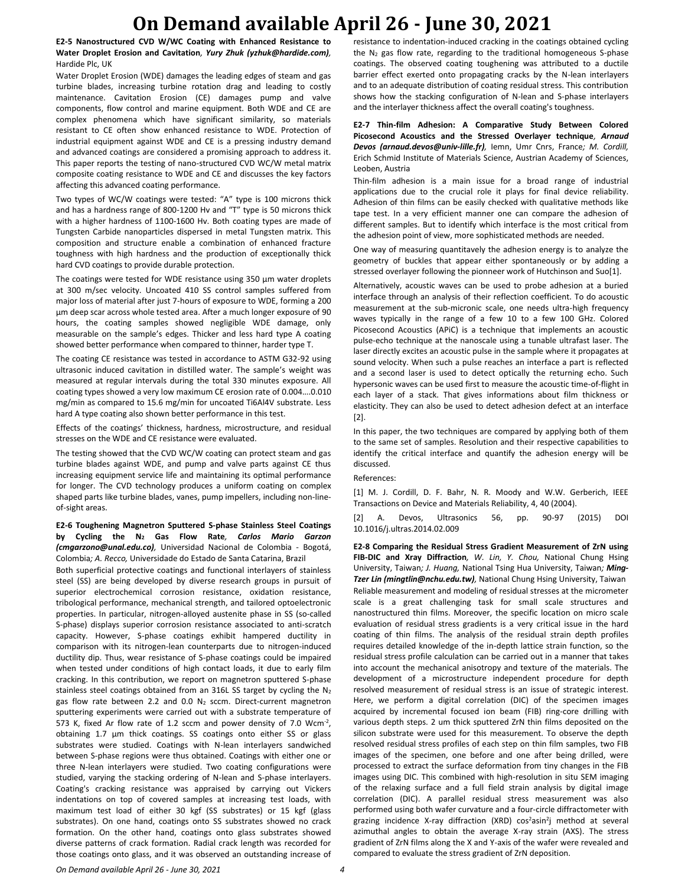**E2-5 Nanostructured CVD W/WC Coating with Enhanced Resistance to Water Droplet Erosion and Cavitation**, ***Yury Zhuk (yzhuk@hardide.com)***, Hardide Plc, UK

Water Droplet Erosion (WDE) damages the leading edges of steam and gas turbine blades, increasing turbine rotation drag and leading to costly maintenance. Cavitation Erosion (CE) damages pump and valve components, flow control and marine equipment. Both WDE and CE are complex phenomena which have significant similarity, so materials resistant to CE often show enhanced resistance to WDE. Protection of industrial equipment against WDE and CE is a pressing industry demand and advanced coatings are considered a promising approach to address it. This paper reports the testing of nano-structured CVD WC/W metal matrix composite coating resistance to WDE and CE and discusses the key factors affecting this advanced coating performance.

Two types of WC/W coatings were tested: "A" type is 100 microns thick and has a hardness range of 800-1200 Hv and "T" type is 50 microns thick with a higher hardness of 1100-1600 Hv. Both coating types are made of Tungsten Carbide nanoparticles dispersed in metal Tungsten matrix. This composition and structure enable a combination of enhanced fracture toughness with high hardness and the production of exceptionally thick hard CVD coatings to provide durable protection.

The coatings were tested for WDE resistance using 350 µm water droplets at 300 m/sec velocity. Uncoated 410 SS control samples suffered from major loss of material after just 7-hours of exposure to WDE, forming a 200 µm deep scar across whole tested area. After a much longer exposure of 90 hours, the coating samples showed negligible WDE damage, only measurable on the sample's edges. Thicker and less hard type A coating showed better performance when compared to thinner, harder type T.

The coating CE resistance was tested in accordance to ASTM G32-92 using ultrasonic induced cavitation in distilled water. The sample's weight was measured at regular intervals during the total 330 minutes exposure. All coating types showed a very low maximum CE erosion rate of 0.004….0.010 mg/min as compared to 15.6 mg/min for uncoated Ti6Al4V substrate. Less hard A type coating also shown better performance in this test.

Effects of the coatings' thickness, hardness, microstructure, and residual stresses on the WDE and CE resistance were evaluated.

The testing showed that the CVD WC/W coating can protect steam and gas turbine blades against WDE, and pump and valve parts against CE thus increasing equipment service life and maintaining its optimal performance for longer. The CVD technology produces a uniform coating on complex shaped parts like turbine blades, vanes, pump impellers, including non-line-of-sight areas.

**E2-6 Toughening Magnetron Sputtered S-phase Stainless Steel Coatings by Cycling the $N_2$ Gas Flow Rate**, ***Carlos Mario Garzon (cmgarzono@unal.edu.co)***, Universidad Nacional de Colombia - Bogotá, Colombia; *A. Recco,* Universidade do Estado de Santa Catarina, Brazil

Both superficial protective coatings and functional interlayers of stainless steel (SS) are being developed by diverse research groups in pursuit of superior electrochemical corrosion resistance, oxidation resistance, tribological performance, mechanical strength, and tailored optoelectronic properties. In particular, nitrogen-alloyed austenite phase in SS (so-called S-phase) displays superior corrosion resistance associated to anti-scratch capacity. However, S-phase coatings exhibit hampered ductility in comparison with its nitrogen-lean counterparts due to nitrogen-induced ductility dip. Thus, wear resistance of S-phase coatings could be impaired when tested under conditions of high contact loads, it due to early film cracking. In this contribution, we report on magnetron sputtered S-phase stainless steel coatings obtained from an 316L SS target by cycling the $N_2$ gas flow rate between 2.2 and 0.0 $N_2$ sccm. Direct-current magnetron sputtering experiments were carried out with a substrate temperature of 573 K, fixed Ar flow rate of 1.2 sccm and power density of 7.0 $Wcm^{-2}$, obtaining 1.7 µm thick coatings. SS coatings onto either SS or glass substrates were studied. Coatings with N-lean interlayers sandwiched between S-phase regions were thus obtained. Coatings with either one or three N-lean interlayers were studied. Two coating configurations were studied, varying the stacking ordering of N-lean and S-phase interlayers. Coating's cracking resistance was appraised by carrying out Vickers indentations on top of covered samples at increasing test loads, with maximum test load of either 30 kgf (SS substrates) or 15 kgf (glass substrates). On one hand, coatings onto SS substrates showed no crack formation. On the other hand, coatings onto glass substrates showed diverse patterns of crack formation. Radial crack length was recorded for those coatings onto glass, and it was observed an outstanding increase of resistance to indentation-induced cracking in the coatings obtained cycling the $N_2$ gas flow rate, regarding to the traditional homogeneous S-phase coatings. The observed coating toughening was attributed to a ductile barrier effect exerted onto propagating cracks by the N-lean interlayers and to an adequate distribution of coating residual stress. This contribution shows how the stacking configuration of N-lean and S-phase interlayers and the interlayer thickness affect the overall coating's toughness.

**E2-7 Thin-film Adhesion: A Comparative Study Between Colored Picosecond Acoustics and the Stressed Overlayer technique**, ***Arnaud Devos (arnaud.devos@univ-lille.fr)***, Iemn, Umr Cnrs, France; *M. Cordill,* Erich Schmid Institute of Materials Science, Austrian Academy of Sciences, Leoben, Austria

Thin-film adhesion is a main issue for a broad range of industrial applications due to the crucial role it plays for final device reliability. Adhesion of thin films can be easily checked with qualitative methods like tape test. In a very efficient manner one can compare the adhesion of different samples. But to identify which interface is the most critical from the adhesion point of view, more sophisticated methods are needed.

One way of measuring quantitatively the adhesion energy is to analyze the geometry of buckles that appear either spontaneously or by adding a stressed overlayer following the pionneer work of Hutchinson and Suo[1].

Alternatively, acoustic waves can be used to probe adhesion at a buried interface through an analysis of their reflection coefficient. To do acoustic measurement at the sub-micronic scale, one needs ultra-high frequency waves typically in the range of a few 10 to a few 100 GHz. Colored Picosecond Acoustics (APiC) is a technique that implements an acoustic pulse-echo technique at the nanoscale using a tunable ultrafast laser. The laser directly excites an acoustic pulse in the sample where it propagates at sound velocity. When such a pulse reaches an interface a part is reflected and a second laser is used to detect optically the returning echo. Such hypersonic waves can be used first to measure the acoustic time-of-flight in each layer of a stack. That gives informations about film thickness or elasticity. They can also be used to detect adhesion defect at an interface [2].

In this paper, the two techniques are compared by applying both of them to the same set of samples. Resolution and their respective capabilities to identify the critical interface and quantify the adhesion energy will be discussed.

References:

[1] M. J. Cordill, D. F. Bahr, N. R. Moody and W.W. Gerberich, IEEE Transactions on Device and Materials Reliability, 4, 40 (2004).

[2] A. Devos, Ultrasonics 56, pp. 90-97 (2015) DOI 10.1016/j.ultras.2014.02.009

**E2-8 Comparing the Residual Stress Gradient Measurement of ZrN using FIB-DIC and Xray Diffraction**, *W. Lin, Y. Chou,* National Chung Hsing University, Taiwan; *J. Huang,* National Tsing Hua University, Taiwan; ***Ming-Tzer Lin (mingtlin@nchu.edu.tw)***, National Chung Hsing University, Taiwan

Reliable measurement and modeling of residual stresses at the micrometer scale is a great challenging task for small scale structures and nanostructured thin films. Moreover, the specific location on micro scale evaluation of residual stress gradients is a very critical issue in the hard coating of thin films. The analysis of the residual strain depth profiles requires detailed knowledge of the in-depth lattice strain function, so the residual stress profile calculation can be carried out in a manner that takes into account the mechanical anisotropy and texture of the materials. The development of a microstructure independent procedure for depth resolved measurement of residual stress is an issue of strategic interest. Here, we perform a digital correlation (DIC) of the specimen images acquired by incremental focused ion beam (FIB) ring-core drilling with various depth steps. 2 um thick sputtered ZrN thin films deposited on the silicon substrate were used for this measurement. To observe the depth resolved residual stress profiles of each step on thin film samples, two FIB images of the specimen, one before and one after being drilled, were processed to extract the surface deformation from tiny changes in the FIB images using DIC. This combined with high-resolution in situ SEM imaging of the relaxing surface and a full field strain analysis by digital image correlation (DIC). A parallel residual stress measurement was also performed using both wafer curvature and a four-circle diffractometer with grazing incidence X-ray diffraction (XRD) $\cos^2 a \sin^2 j$ method at several azimuthal angles to obtain the average X-ray strain (AXS). The stress gradient of ZrN films along the X and Y-axis of the wafer were revealed and compared to evaluate the stress gradient of ZrN deposition.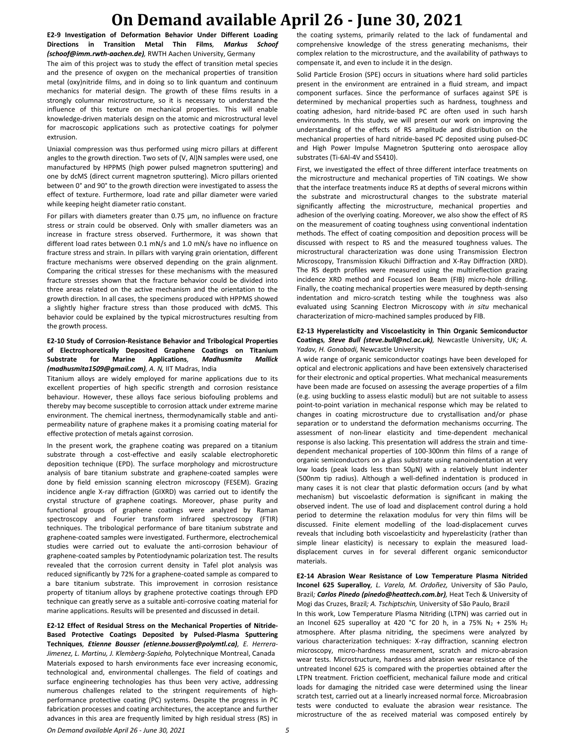**E2-9 Investigation of Deformation Behavior Under Different Loading Directions in Transition Metal Thin Films**, ***Markus Schoof (schoof@imm.rwth-aachen.de)***, RWTH Aachen University, Germany

The aim of this project was to study the effect of transition metal species and the presence of oxygen on the mechanical properties of transition metal (oxy)nitride films, and in doing so to link quantum and continuum mechanics for material design. The growth of these films results in a strongly columnar microstructure, so it is necessary to understand the influence of this texture on mechanical properties. This will enable knowledge-driven materials design on the atomic and microstructural level for macroscopic applications such as protective coatings for polymer extrusion.

Uniaxial compression was thus performed using micro pillars at different angles to the growth direction. Two sets of (V, Al)N samples were used, one manufactured by HPPMS (high power pulsed magnetron sputtering) and one by dcMS (direct current magnetron sputtering). Micro pillars oriented between 0° and 90° to the growth direction were investigated to assess the effect of texture. Furthermore, load rate and pillar diameter were varied while keeping height diameter ratio constant.

For pillars with diameters greater than 0.75 µm, no influence on fracture stress or strain could be observed. Only with smaller diameters was an increase in fracture stress observed. Furthermore, it was shown that different load rates between 0.1 mN/s and 1.0 mN/s have no influence on fracture stress and strain. In pillars with varying grain orientation, different fracture mechanisms were observed depending on the grain alignment. Comparing the critical stresses for these mechanisms with the measured fracture stresses shown that the fracture behavior could be divided into three areas related on the active mechanism and the orientation to the growth direction. In all cases, the specimens produced with HPPMS showed a slightly higher fracture stress than those produced with dcMS. This behavior could be explained by the typical microstructures resulting from the growth process.

**E2-10 Study of Corrosion-Resistance Behavior and Tribological Properties of Electrophoretically Deposited Graphene Coatings on Titanium Substrate for Marine Applications**, ***Madhusmita Mallick (madhusmita1509@gmail.com)***, *A. N,* IIT Madras, India

Titanium alloys are widely employed for marine applications due to its excellent properties of high specific strength and corrosion resistance behaviour. However, these alloys face serious biofouling problems and thereby may become susceptible to corrosion attack under extreme marine environment. The chemical inertness, thermodynamically stable and anti-permeability nature of graphene makes it a promising coating material for effective protection of metals against corrosion.

In the present work, the graphene coating was prepared on a titanium substrate through a cost-effective and easily scalable electrophoretic deposition technique (EPD). The surface morphology and microstructure analysis of bare titanium substrate and graphene-coated samples were done by field emission scanning electron microscopy (FESEM). Grazing incidence angle X-ray diffraction (GIXRD) was carried out to identify the crystal structure of graphene coatings. Moreover, phase purity and functional groups of graphene coatings were analyzed by Raman spectroscopy and Fourier transform infrared spectroscopy (FTIR) techniques. The tribological performance of bare titanium substrate and graphene-coated samples were investigated. Furthermore, electrochemical studies were carried out to evaluate the anti-corrosion behaviour of graphene-coated samples by Potentiodynamic polarization test. The results revealed that the corrosion current density in Tafel plot analysis was reduced significantly by 72% for a graphene-coated sample as compared to a bare titanium substrate. This improvement in corrosion resistance property of titanium alloys by graphene protective coatings through EPD technique can greatly serve as a suitable anti-corrosive coating material for marine applications. Results will be presented and discussed in detail.

**E2-12 Effect of Residual Stress on the Mechanical Properties of Nitride-Based Protective Coatings Deposited by Pulsed-Plasma Sputtering Techniques**, ***Etienne Bousser (etienne.bousser@polymtl.ca)***, *E. Herrera-Jimenez, L. Martinu, J. Klemberg-Sapieha,* Polytechnique Montreal, Canada

Materials exposed to harsh environments face ever increasing economic, technological and, environmental challenges. The field of coatings and surface engineering technologies has thus been very active, addressing numerous challenges related to the stringent requirements of high-performance protective coating (PC) systems. Despite the progress in PC fabrication processes and coating architectures, the acceptance and further advances in this area are frequently limited by high residual stress (RS) in the coating systems, primarily related to the lack of fundamental and comprehensive knowledge of the stress generating mechanisms, their complex relation to the microstructure, and the availability of pathways to compensate it, and even to include it in the design.

Solid Particle Erosion (SPE) occurs in situations where hard solid particles present in the environment are entrained in a fluid stream, and impact component surfaces. Since the performance of surfaces against SPE is determined by mechanical properties such as hardness, toughness and coating adhesion, hard nitride-based PC are often used in such harsh environments. In this study, we will present our work on improving the understanding of the effects of RS amplitude and distribution on the mechanical properties of hard nitride-based PC deposited using pulsed-DC and High Power Impulse Magnetron Sputtering onto aerospace alloy substrates (Ti-6Al-4V and SS410).

First, we investigated the effect of three different interface treatments on the microstructure and mechanical properties of TiN coatings. We show that the interface treatments induce RS at depths of several microns within the substrate and microstructural changes to the substrate material significantly affecting the microstructure, mechanical properties and adhesion of the overlying coating. Moreover, we also show the effect of RS on the measurement of coating toughness using conventional indentation methods. The effect of coating composition and deposition process will be discussed with respect to RS and the measured toughness values. The microstructural characterization was done using Transmission Electron Microscopy, Transmission Kikuchi Diffraction and X-Ray Diffraction (XRD). The RS depth profiles were measured using the multireflection grazing incidence XRD method and Focused Ion Beam (FIB) micro-hole drilling. Finally, the coating mechanical properties were measured by depth-sensing indentation and micro-scratch testing while the toughness was also evaluated using Scanning Electron Microscopy with *in situ* mechanical characterization of micro-machined samples produced by FIB.

**E2-13 Hyperelasticity and Viscoelasticity in Thin Organic Semiconductor Coatings**, ***Steve Bull (steve.bull@ncl.ac.uk)***, Newcastle University, UK; *A. Yadav, H. Gonabadi,* Newcastle University

A wide range of organic semiconductor coatings have been developed for optical and electronic applications and have been extensively characterised for their electronic and optical properties. What mechanical measurements have been made are focused on assessing the average properties of a film (e.g. using buckling to assess elastic moduli) but are not suitable to assess point-to-point variation in mechanical response which may be related to changes in coating microstructure due to crystallisation and/or phase separation or to understand the deformation mechanisms occurring. The assessment of non-linear elasticity and time-dependent mechanical response is also lacking. This presentation will address the strain and time-dependent mechanical properties of 100-300nm thin films of a range of organic semiconductors on a glass substrate using nanoindentation at very low loads (peak loads less than 50µN) with a relatively blunt indenter (500nm tip radius). Although a well-defined indentation is produced in many cases it is not clear that plastic deformation occurs (and by what mechanism) but viscoelastic deformation is significant in making the observed indent. The use of load and displacement control during a hold period to determine the relaxation modulus for very thin films will be discussed. Finite element modelling of the load-displacement curves reveals that including both viscoelasticity and hyperelasticity (rather than simple linear elasticity) is necessary to explain the measured load-displacement curves in for several different organic semiconductor materials.

**E2-14 Abrasion Wear Resistance of Low Temperature Plasma Nitrided Inconel 625 Superalloy**, *L. Varela, M. Ordoñez,* University of São Paulo, Brazil; ***Carlos Pinedo (pinedo@heattech.com.br)***, Heat Tech & University of Mogi das Cruzes, Brazil; *A. Tschiptschin,* University of São Paulo, Brazil

In this work, Low Temperature Plasma Nitriding (LTPN) was carried out in an Inconel 625 superalloy at 420 °C for 20 h, in a 75% $N_2$ + 25% $H_2$ atmosphere. After plasma nitriding, the specimens were analyzed by various characterization techniques: X-ray diffraction, scanning electron microscopy, micro-hardness measurement, scratch and micro-abrasion wear tests. Microstructure, hardness and abrasion wear resistance of the untreated Inconel 625 is compared with the properties obtained after the LTPN treatment. Friction coefficient, mechanical failure mode and critical loads for damaging the nitrided case were determined using the linear scratch test, carried out at a linearly increased normal force. Microabrasion tests were conducted to evaluate the abrasion wear resistance. The microstructure of the as received material was composed entirely by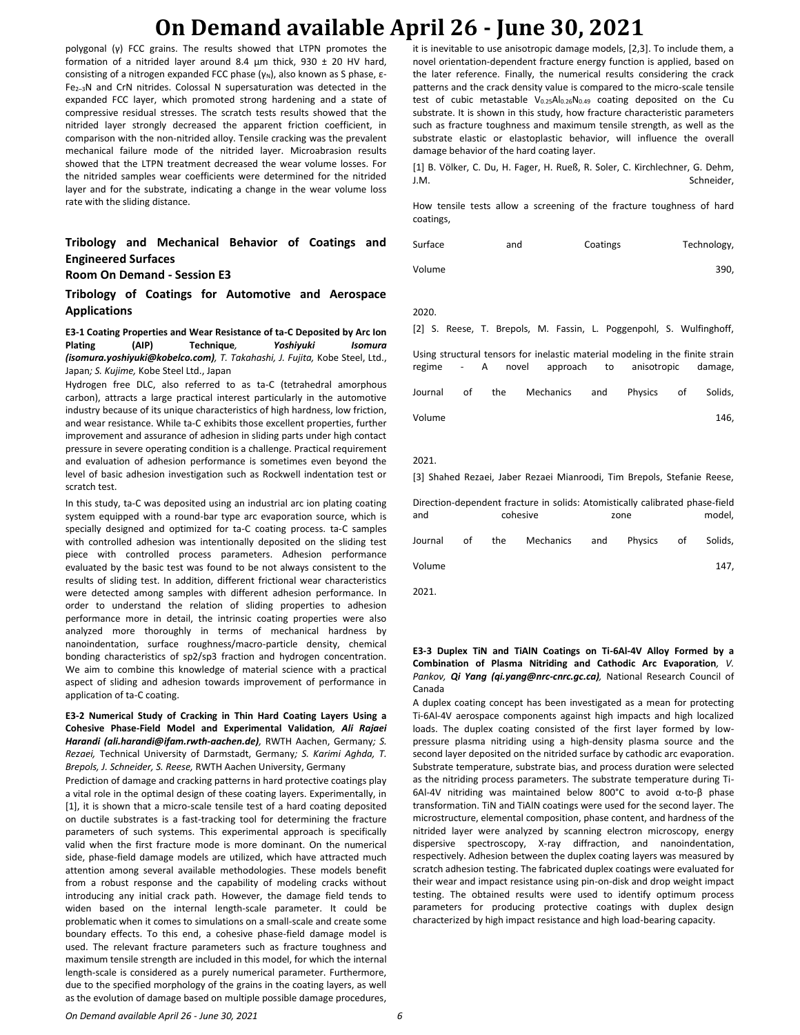polygonal (γ) FCC grains. The results showed that LTPN promotes the formation of a nitrided layer around 8.4 µm thick, 930 ± 20 HV hard, consisting of a nitrogen expanded FCC phase ($\gamma_N$), also known as S phase, ε-$Fe_{2-3}N$ and CrN nitrides. Colossal N supersaturation was detected in the expanded FCC layer, which promoted strong hardening and a state of compressive residual stresses. The scratch tests results showed that the nitrided layer strongly decreased the apparent friction coefficient, in comparison with the non-nitrided alloy. Tensile cracking was the prevalent mechanical failure mode of the nitrided layer. Microabrasion results showed that the LTPN treatment decreased the wear volume losses. For the nitrided samples wear coefficients were determined for the nitrided layer and for the substrate, indicating a change in the wear volume loss rate with the sliding distance.

## Tribology and Mechanical Behavior of Coatings and Engineered Surfaces

### Room On Demand - Session E3

### Tribology of Coatings for Automotive and Aerospace Applications

**E3-1 Coating Properties and Wear Resistance of ta-C Deposited by Arc Ion Plating (AIP) Technique**, ***Yoshiyuki Isomura (isomura.yoshiyuki@kobelco.com)***, *T. Takahashi, J. Fujita,* Kobe Steel, Ltd., Japan*; S. Kujime,* Kobe Steel Ltd., Japan

Hydrogen free DLC, also referred to as ta-C (tetrahedral amorphous carbon), attracts a large practical interest particularly in the automotive industry because of its unique characteristics of high hardness, low friction, and wear resistance. While ta-C exhibits those excellent properties, further improvement and assurance of adhesion in sliding parts under high contact pressure in severe operating condition is a challenge. Practical requirement and evaluation of adhesion performance is sometimes even beyond the level of basic adhesion investigation such as Rockwell indentation test or scratch test.

In this study, ta-C was deposited using an industrial arc ion plating coating system equipped with a round-bar type arc evaporation source, which is specially designed and optimized for ta-C coating process. ta-C samples with controlled adhesion was intentionally deposited on the sliding test piece with controlled process parameters. Adhesion performance evaluated by the basic test was found to be not always consistent to the results of sliding test. In addition, different frictional wear characteristics were detected among samples with different adhesion performance. In order to understand the relation of sliding properties to adhesion performance more in detail, the intrinsic coating properties were also analyzed more thoroughly in terms of mechanical hardness by nanoindentation, surface roughness/macro-particle density, chemical bonding characteristics of sp2/sp3 fraction and hydrogen concentration. We aim to combine this knowledge of material science with a practical aspect of sliding and adhesion towards improvement of performance in application of ta-C coating.

**E3-2 Numerical Study of Cracking in Thin Hard Coating Layers Using a Cohesive Phase-Field Model and Experimental Validation**, ***Ali Rajaei Harandi (ali.harandi@ifam.rwth-aachen.de)***, RWTH Aachen, Germany*; S. Rezaei,* Technical University of Darmstadt, Germany*; S. Karimi Aghda, T. Brepols, J. Schneider, S. Reese,* RWTH Aachen University, Germany

Prediction of damage and cracking patterns in hard protective coatings play a vital role in the optimal design of these coating layers. Experimentally, in [1], it is shown that a micro-scale tensile test of a hard coating deposited on ductile substrates is a fast-tracking tool for determining the fracture parameters of such systems. This experimental approach is specifically valid when the first fracture mode is more dominant. On the numerical side, phase-field damage models are utilized, which have attracted much attention among several available methodologies. These models benefit from a robust response and the capability of modeling cracks without introducing any initial crack path. However, the damage field tends to widen based on the internal length-scale parameter. It could be problematic when it comes to simulations on a small-scale and create some boundary effects. To this end, a cohesive phase-field damage model is used. The relevant fracture parameters such as fracture toughness and maximum tensile strength are included in this model, for which the internal length-scale is considered as a purely numerical parameter. Furthermore, due to the specified morphology of the grains in the coating layers, as well as the evolution of damage based on multiple possible damage procedures, it is inevitable to use anisotropic damage models, [2,3]. To include them, a novel orientation-dependent fracture energy function is applied, based on the later reference. Finally, the numerical results considering the crack patterns and the crack density value is compared to the micro-scale tensile test of cubic metastable $V_{0.25}Al_{0.26}N_{0.49}$ coating deposited on the Cu substrate. It is shown in this study, how fracture characteristic parameters such as fracture toughness and maximum tensile strength, as well as the substrate elastic or elastoplastic behavior, will influence the overall damage behavior of the hard coating layer.

[1] B. Völker, C. Du, H. Fager, H. Rueß, R. Soler, C. Kirchlechner, G. Dehm, J.M. Schneider,

How tensile tests allow a screening of the fracture toughness of hard coatings,

Surface and Coatings Technology,

Volume 390,

2020.

[2] S. Reese, T. Brepols, M. Fassin, L. Poggenpohl, S. Wulfinghoff,

Using structural tensors for inelastic material modeling in the finite strain regime - A novel approach to anisotropic damage,

Journal of the Mechanics and Physics of Solids,

Volume 146,

2021.

[3] Shahed Rezaei, Jaber Rezaei Mianroodi, Tim Brepols, Stefanie Reese,

Direction-dependent fracture in solids: Atomistically calibrated phase-field and cohesive zone model,

Journal of the Mechanics and Physics of Solids,

Volume 147,

2021.

**E3-3 Duplex TiN and TiAlN Coatings on Ti-6Al-4V Alloy Formed by a Combination of Plasma Nitriding and Cathodic Arc Evaporation**, *V. Pankov,* ***Qi Yang (qi.yang@nrc-cnrc.gc.ca)***, National Research Council of Canada

A duplex coating concept has been investigated as a mean for protecting Ti-6Al-4V aerospace components against high impacts and high localized loads. The duplex coating consisted of the first layer formed by low-pressure plasma nitriding using a high-density plasma source and the second layer deposited on the nitrided surface by cathodic arc evaporation. Substrate temperature, substrate bias, and process duration were selected as the nitriding process parameters. The substrate temperature during Ti-6Al-4V nitriding was maintained below 800°C to avoid α-to-β phase transformation. TiN and TiAlN coatings were used for the second layer. The microstructure, elemental composition, phase content, and hardness of the nitrided layer were analyzed by scanning electron microscopy, energy dispersive spectroscopy, X-ray diffraction, and nanoindentation, respectively. Adhesion between the duplex coating layers was measured by scratch adhesion testing. The fabricated duplex coatings were evaluated for their wear and impact resistance using pin-on-disk and drop weight impact testing. The obtained results were used to identify optimum process parameters for producing protective coatings with duplex design characterized by high impact resistance and high load-bearing capacity.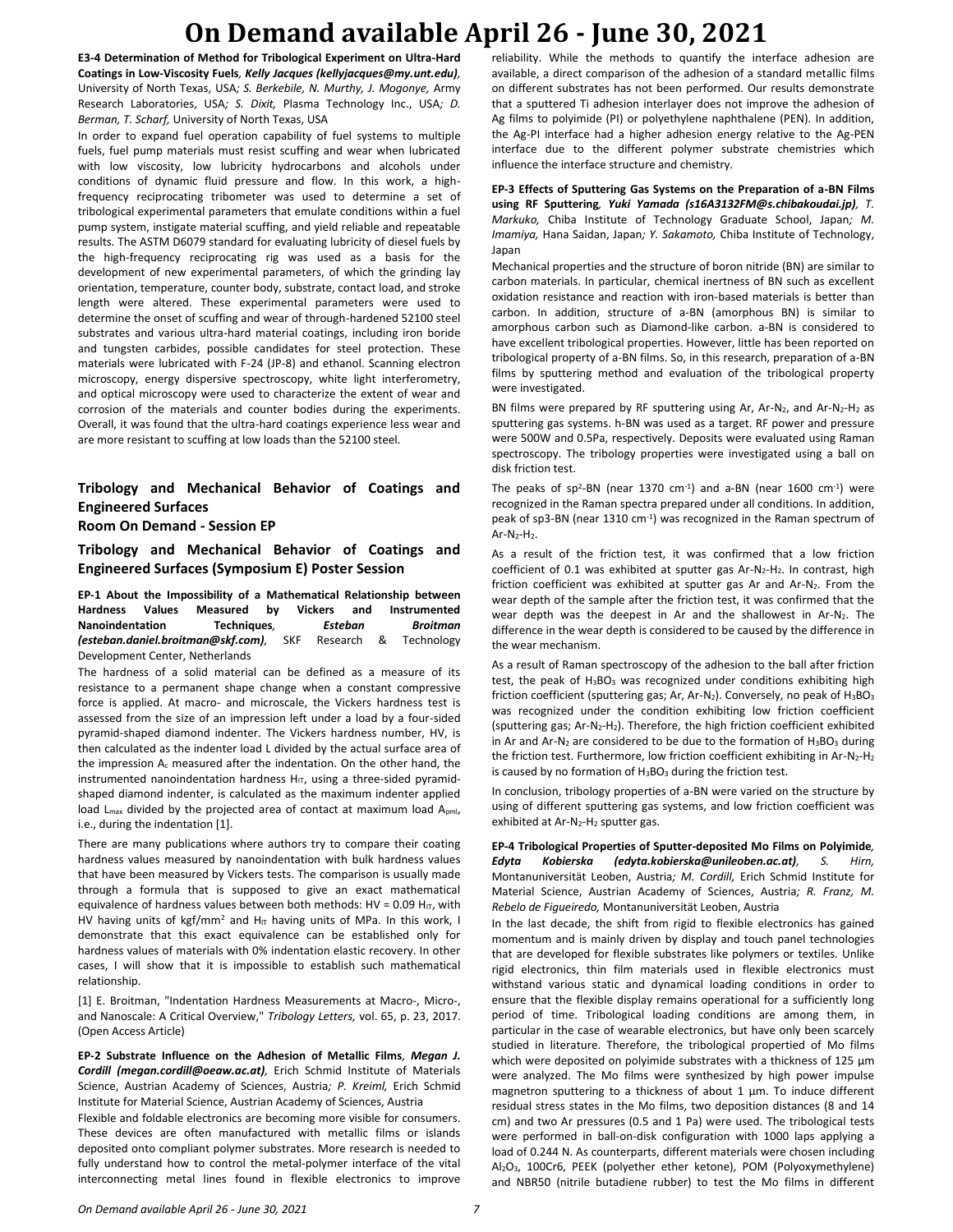**E3-4 Determination of Method for Tribological Experiment on Ultra-Hard Coatings in Low-Viscosity Fuels**, ***Kelly Jacques (kellyjacques@my.unt.edu)***, University of North Texas, USA; *S. Berkebile, N. Murthy, J. Mogonye,* Army Research Laboratories, USA; *S. Dixit,* Plasma Technology Inc., USA; *D. Berman, T. Scharf,* University of North Texas, USA

In order to expand fuel operation capability of fuel systems to multiple fuels, fuel pump materials must resist scuffing and wear when lubricated with low viscosity, low lubricity hydrocarbons and alcohols under conditions of dynamic fluid pressure and flow. In this work, a high-frequency reciprocating tribometer was used to determine a set of tribological experimental parameters that emulate conditions within a fuel pump system, instigate material scuffing, and yield reliable and repeatable results. The ASTM D6079 standard for evaluating lubricity of diesel fuels by the high-frequency reciprocating rig was used as a basis for the development of new experimental parameters, of which the grinding lay orientation, temperature, counter body, substrate, contact load, and stroke length were altered. These experimental parameters were used to determine the onset of scuffing and wear of through-hardened 52100 steel substrates and various ultra-hard material coatings, including iron boride and tungsten carbides, possible candidates for steel protection. These materials were lubricated with F-24 (JP-8) and ethanol. Scanning electron microscopy, energy dispersive spectroscopy, white light interferometry, and optical microscopy were used to characterize the extent of wear and corrosion of the materials and counter bodies during the experiments. Overall, it was found that the ultra-hard coatings experience less wear and are more resistant to scuffing at low loads than the 52100 steel.

## Tribology and Mechanical Behavior of Coatings and Engineered Surfaces

## Room On Demand - Session EP

## Tribology and Mechanical Behavior of Coatings and Engineered Surfaces (Symposium E) Poster Session

**EP-1 About the Impossibility of a Mathematical Relationship between Hardness Values Measured by Vickers and Instrumented Nanoindentation Techniques**, ***Esteban Broitman (esteban.daniel.broitman@skf.com)***, SKF Research & Technology Development Center, Netherlands

The hardness of a solid material can be defined as a measure of its resistance to a permanent shape change when a constant compressive force is applied. At macro- and microscale, the Vickers hardness test is assessed from the size of an impression left under a load by a four-sided pyramid-shaped diamond indenter. The Vickers hardness number, HV, is then calculated as the indenter load L divided by the actual surface area of the impression $A_c$ measured after the indentation. On the other hand, the instrumented nanoindentation hardness $H_{IT}$, using a three-sided pyramid-shaped diamond indenter, is calculated as the maximum indenter applied load $L_{max}$ divided by the projected area of contact at maximum load $A_{pml}$, i.e., during the indentation [1].

There are many publications where authors try to compare their coating hardness values measured by nanoindentation with bulk hardness values that have been measured by Vickers tests. The comparison is usually made through a formula that is supposed to give an exact mathematical equivalence of hardness values between both methods: HV = 0.09 $H_{IT}$, with HV having units of kgf/mm$^2$ and $H_{IT}$ having units of MPa. In this work, I demonstrate that this exact equivalence can be established only for hardness values of materials with 0% indentation elastic recovery. In other cases, I will show that it is impossible to establish such mathematical relationship.

[1] E. Broitman, "Indentation Hardness Measurements at Macro-, Micro-, and Nanoscale: A Critical Overview," *Tribology Letters,* vol. 65, p. 23, 2017. (Open Access Article)

**EP-2 Substrate Influence on the Adhesion of Metallic Films**, ***Megan J. Cordill (megan.cordill@oeaw.ac.at)***, Erich Schmid Institute of Materials Science, Austrian Academy of Sciences, Austria; *P. Kreiml,* Erich Schmid Institute for Material Science, Austrian Academy of Sciences, Austria

Flexible and foldable electronics are becoming more visible for consumers. These devices are often manufactured with metallic films or islands deposited onto compliant polymer substrates. More research is needed to fully understand how to control the metal-polymer interface of the vital interconnecting metal lines found in flexible electronics to improve reliability. While the methods to quantify the interface adhesion are available, a direct comparison of the adhesion of a standard metallic films on different substrates has not been performed. Our results demonstrate that a sputtered Ti adhesion interlayer does not improve the adhesion of Ag films to polyimide (PI) or polyethylene naphthalene (PEN). In addition, the Ag-PI interface had a higher adhesion energy relative to the Ag-PEN interface due to the different polymer substrate chemistries which influence the interface structure and chemistry.

**EP-3 Effects of Sputtering Gas Systems on the Preparation of a-BN Films using RF Sputtering**, ***Yuki Yamada (s16A3132FM@s.chibakoudai.jp)***, *T. Markuko,* Chiba Institute of Technology Graduate School, Japan; *M. Imamiya,* Hana Saidan, Japan; *Y. Sakamoto,* Chiba Institute of Technology, Japan

Mechanical properties and the structure of boron nitride (BN) are similar to carbon materials. In particular, chemical inertness of BN such as excellent oxidation resistance and reaction with iron-based materials is better than carbon. In addition, structure of a-BN (amorphous BN) is similar to amorphous carbon such as Diamond-like carbon. a-BN is considered to have excellent tribological properties. However, little has been reported on tribological property of a-BN films. So, in this research, preparation of a-BN films by sputtering method and evaluation of the tribological property were investigated.

BN films were prepared by RF sputtering using Ar, Ar-$N_2$, and Ar-$N_2$-$H_2$ as sputtering gas systems. h-BN was used as a target. RF power and pressure were 500W and 0.5Pa, respectively. Deposits were evaluated using Raman spectroscopy. The tribology properties were investigated using a ball on disk friction test.

The peaks of sp$^2$-BN (near 1370 cm$^{-1}$) and a-BN (near 1600 cm$^{-1}$) were recognized in the Raman spectra prepared under all conditions. In addition, peak of sp3-BN (near 1310 cm$^{-1}$) was recognized in the Raman spectrum of Ar-$N_2$-$H_2$.

As a result of the friction test, it was confirmed that a low friction coefficient of 0.1 was exhibited at sputter gas Ar-$N_2$-$H_2$. In contrast, high friction coefficient was exhibited at sputter gas Ar and Ar-$N_2$. From the wear depth of the sample after the friction test, it was confirmed that the wear depth was the deepest in Ar and the shallowest in Ar-$N_2$. The difference in the wear depth is considered to be caused by the difference in the wear mechanism.

As a result of Raman spectroscopy of the adhesion to the ball after friction test, the peak of $H_3BO_3$ was recognized under conditions exhibiting high friction coefficient (sputtering gas; Ar, Ar-$N_2$). Conversely, no peak of $H_3BO_3$ was recognized under the condition exhibiting low friction coefficient (sputtering gas; Ar-$N_2$-$H_2$). Therefore, the high friction coefficient exhibited in Ar and Ar-$N_2$ are considered to be due to the formation of $H_3BO_3$ during the friction test. Furthermore, low friction coefficient exhibiting in Ar-$N_2$-$H_2$ is caused by no formation of $H_3BO_3$ during the friction test.

In conclusion, tribology properties of a-BN were varied on the structure by using of different sputtering gas systems, and low friction coefficient was exhibited at Ar-$N_2$-$H_2$ sputter gas.

**EP-4 Tribological Properties of Sputter-deposited Mo Films on Polyimide**, ***Edyta Kobierska (edyta.kobierska@unileoben.ac.at)***, *S. Hirn,* Montanuniversität Leoben, Austria; *M. Cordill,* Erich Schmid Institute for Material Science, Austrian Academy of Sciences, Austria; *R. Franz, M. Rebelo de Figueiredo,* Montanuniversität Leoben, Austria

In the last decade, the shift from rigid to flexible electronics has gained momentum and is mainly driven by display and touch panel technologies that are developed for flexible substrates like polymers or textiles. Unlike rigid electronics, thin film materials used in flexible electronics must withstand various static and dynamical loading conditions in order to ensure that the flexible display remains operational for a sufficiently long period of time. Tribological loading conditions are among them, in particular in the case of wearable electronics, but have only been scarcely studied in literature. Therefore, the tribological propertied of Mo films which were deposited on polyimide substrates with a thickness of 125 µm were analyzed. The Mo films were synthesized by high power impulse magnetron sputtering to a thickness of about 1 µm. To induce different residual stress states in the Mo films, two deposition distances (8 and 14 cm) and two Ar pressures (0.5 and 1 Pa) were used. The tribological tests were performed in ball-on-disk configuration with 1000 laps applying a load of 0.244 N. As counterparts, different materials were chosen including $Al_2O_3$, 100Cr6, PEEK (polyether ether ketone), POM (Polyoxymethylene) and NBR50 (nitrile butadiene rubber) to test the Mo films in different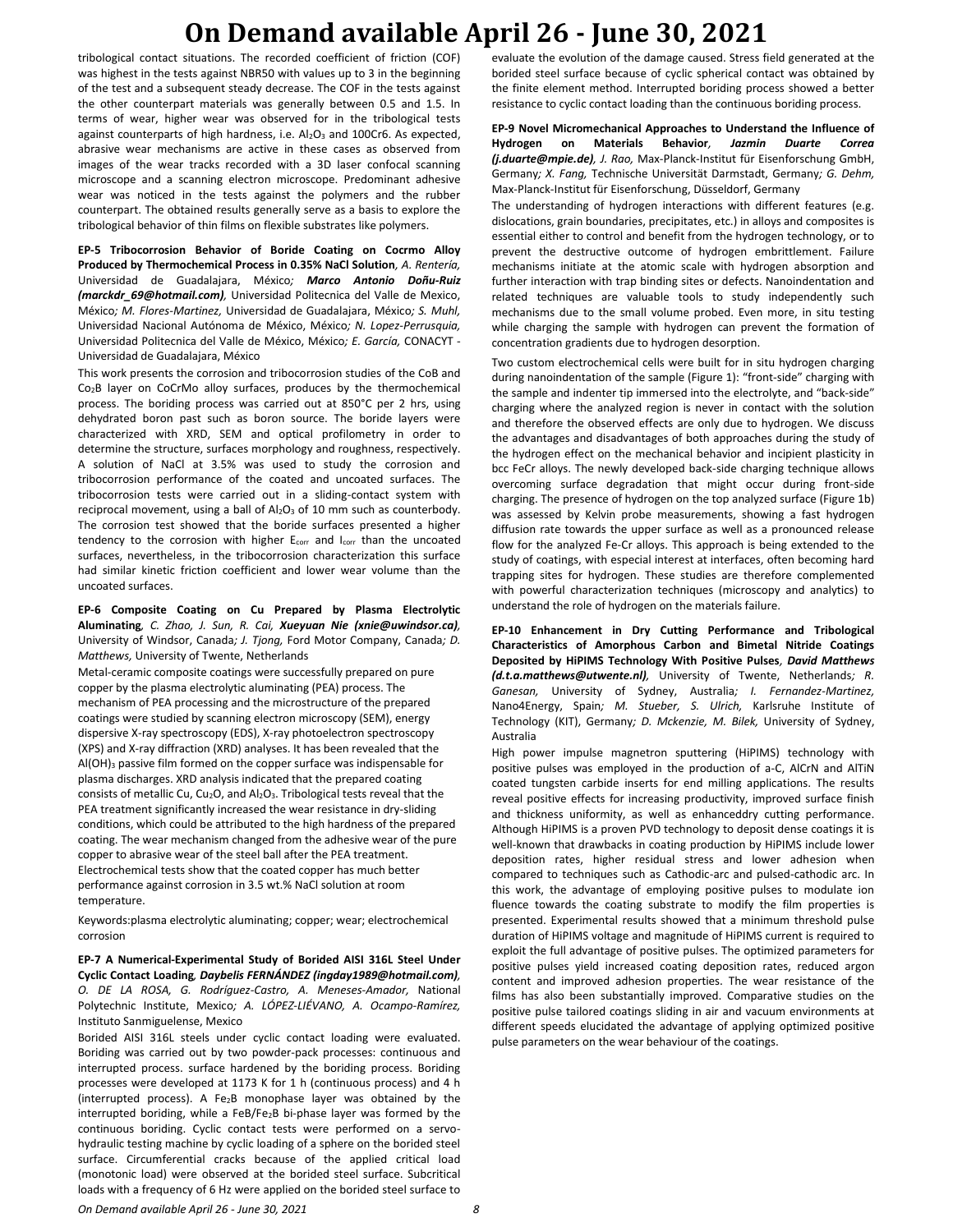tribological contact situations. The recorded coefficient of friction (COF) was highest in the tests against NBR50 with values up to 3 in the beginning of the test and a subsequent steady decrease. The COF in the tests against the other counterpart materials was generally between 0.5 and 1.5. In terms of wear, higher wear was observed for in the tribological tests against counterparts of high hardness, i.e. $Al_2O_3$ and 100Cr6. As expected, abrasive wear mechanisms are active in these cases as observed from images of the wear tracks recorded with a 3D laser confocal scanning microscope and a scanning electron microscope. Predominant adhesive wear was noticed in the tests against the polymers and the rubber counterpart. The obtained results generally serve as a basis to explore the tribological behavior of thin films on flexible substrates like polymers.

**EP-5 Tribocorrosion Behavior of Boride Coating on Cocrmo Alloy Produced by Thermochemical Process in 0.35% NaCl Solution***, A. Rentería,* Universidad de Guadalajara, México*; **Marco Antonio Doñu-Ruiz (marckdr_69@hotmail.com)**,* Universidad Politecnica del Valle de Mexico, México*; M. Flores-Martinez,* Universidad de Guadalajara, México*; S. Muhl,* Universidad Nacional Autónoma de México, México*; N. Lopez-Perrusquia,* Universidad Politecnica del Valle de México, México*; E. García,* CONACYT - Universidad de Guadalajara, México

This work presents the corrosion and tribocorrosion studies of the CoB and $Co_2B$ layer on CoCrMo alloy surfaces, produces by the thermochemical process. The boriding process was carried out at 850°C per 2 hrs, using dehydrated boron past such as boron source. The boride layers were characterized with XRD, SEM and optical profilometry in order to determine the structure, surfaces morphology and roughness, respectively. A solution of NaCl at 3.5% was used to study the corrosion and tribocorrosion performance of the coated and uncoated surfaces. The tribocorrosion tests were carried out in a sliding-contact system with reciprocal movement, using a ball of $Al_2O_3$ of 10 mm such as counterbody. The corrosion test showed that the boride surfaces presented a higher tendency to the corrosion with higher $E_{corr}$ and $I_{corr}$ than the uncoated surfaces, nevertheless, in the tribocorrosion characterization this surface had similar kinetic friction coefficient and lower wear volume than the uncoated surfaces.

**EP-6 Composite Coating on Cu Prepared by Plasma Electrolytic Aluminating***, C. Zhao, J. Sun, R. Cai, **Xueyuan Nie (xnie@uwindsor.ca)**,* University of Windsor, Canada*; J. Tjong,* Ford Motor Company, Canada*; D. Matthews,* University of Twente, Netherlands

Metal-ceramic composite coatings were successfully prepared on pure copper by the plasma electrolytic aluminating (PEA) process. The mechanism of PEA processing and the microstructure of the prepared coatings were studied by scanning electron microscopy (SEM), energy dispersive X-ray spectroscopy (EDS), X-ray photoelectron spectroscopy (XPS) and X-ray diffraction (XRD) analyses. It has been revealed that the $Al(OH)_3$ passive film formed on the copper surface was indispensable for plasma discharges. XRD analysis indicated that the prepared coating consists of metallic Cu, $Cu_2O$, and $Al_2O_3$. Tribological tests reveal that the PEA treatment significantly increased the wear resistance in dry-sliding conditions, which could be attributed to the high hardness of the prepared coating. The wear mechanism changed from the adhesive wear of the pure copper to abrasive wear of the steel ball after the PEA treatment. Electrochemical tests show that the coated copper has much better performance against corrosion in 3.5 wt.% NaCl solution at room temperature.

Keywords:plasma electrolytic aluminating; copper; wear; electrochemical corrosion

**EP-7 A Numerical-Experimental Study of Borided AISI 316L Steel Under Cyclic Contact Loading***, **Daybelis FERNÁNDEZ (ingday1989@hotmail.com)**, O. DE LA ROSA, G. Rodríguez-Castro, A. Meneses-Amador,* National Polytechnic Institute, Mexico*; A. LÓPEZ-LIÉVANO, A. Ocampo-Ramírez,* Instituto Sanmiguelense, Mexico

Borided AISI 316L steels under cyclic contact loading were evaluated. Boriding was carried out by two powder-pack processes: continuous and interrupted process. surface hardened by the boriding process. Boriding processes were developed at 1173 K for 1 h (continuous process) and 4 h (interrupted process). A $Fe_2B$ monophase layer was obtained by the interrupted boriding, while a $FeB/Fe_2B$ bi-phase layer was formed by the continuous boriding. Cyclic contact tests were performed on a servo-hydraulic testing machine by cyclic loading of a sphere on the borided steel surface. Circumferential cracks because of the applied critical load (monotonic load) were observed at the borided steel surface. Subcritical loads with a frequency of 6 Hz were applied on the borided steel surface to evaluate the evolution of the damage caused. Stress field generated at the borided steel surface because of cyclic spherical contact was obtained by the finite element method. Interrupted boriding process showed a better resistance to cyclic contact loading than the continuous boriding process.

**EP-9 Novel Micromechanical Approaches to Understand the Influence of Hydrogen on Materials Behavior***, **Jazmin Duarte Correa (j.duarte@mpie.de)**, J. Rao,* Max-Planck-Institut für Eisenforschung GmbH, Germany*; X. Fang,* Technische Universität Darmstadt, Germany*; G. Dehm,* Max-Planck-Institut für Eisenforschung, Düsseldorf, Germany

The understanding of hydrogen interactions with different features (e.g. dislocations, grain boundaries, precipitates, etc.) in alloys and composites is essential either to control and benefit from the hydrogen technology, or to prevent the destructive outcome of hydrogen embrittlement. Failure mechanisms initiate at the atomic scale with hydrogen absorption and further interaction with trap binding sites or defects. Nanoindentation and related techniques are valuable tools to study independently such mechanisms due to the small volume probed. Even more, in situ testing while charging the sample with hydrogen can prevent the formation of concentration gradients due to hydrogen desorption.

Two custom electrochemical cells were built for in situ hydrogen charging during nanoindentation of the sample (Figure 1): "front-side" charging with the sample and indenter tip immersed into the electrolyte, and "back-side" charging where the analyzed region is never in contact with the solution and therefore the observed effects are only due to hydrogen. We discuss the advantages and disadvantages of both approaches during the study of the hydrogen effect on the mechanical behavior and incipient plasticity in bcc FeCr alloys. The newly developed back-side charging technique allows overcoming surface degradation that might occur during front-side charging. The presence of hydrogen on the top analyzed surface (Figure 1b) was assessed by Kelvin probe measurements, showing a fast hydrogen diffusion rate towards the upper surface as well as a pronounced release flow for the analyzed Fe-Cr alloys. This approach is being extended to the study of coatings, with especial interest at interfaces, often becoming hard trapping sites for hydrogen. These studies are therefore complemented with powerful characterization techniques (microscopy and analytics) to understand the role of hydrogen on the materials failure.

**EP-10 Enhancement in Dry Cutting Performance and Tribological Characteristics of Amorphous Carbon and Bimetal Nitride Coatings Deposited by HiPIMS Technology With Positive Pulses***, **David Matthews (d.t.a.matthews@utwente.nl)**,* University of Twente, Netherlands*; R. Ganesan,* University of Sydney, Australia*; I. Fernandez-Martinez,* Nano4Energy, Spain*; M. Stueber, S. Ulrich,* Karlsruhe Institute of Technology (KIT), Germany*; D. Mckenzie, M. Bilek,* University of Sydney, Australia

High power impulse magnetron sputtering (HiPIMS) technology with positive pulses was employed in the production of a-C, AlCrN and AlTiN coated tungsten carbide inserts for end milling applications. The results reveal positive effects for increasing productivity, improved surface finish and thickness uniformity, as well as enhanceddry cutting performance. Although HiPIMS is a proven PVD technology to deposit dense coatings it is well-known that drawbacks in coating production by HiPIMS include lower deposition rates, higher residual stress and lower adhesion when compared to techniques such as Cathodic-arc and pulsed-cathodic arc. In this work, the advantage of employing positive pulses to modulate ion fluence towards the coating substrate to modify the film properties is presented. Experimental results showed that a minimum threshold pulse duration of HiPIMS voltage and magnitude of HiPIMS current is required to exploit the full advantage of positive pulses. The optimized parameters for positive pulses yield increased coating deposition rates, reduced argon content and improved adhesion properties. The wear resistance of the films has also been substantially improved. Comparative studies on the positive pulse tailored coatings sliding in air and vacuum environments at different speeds elucidated the advantage of applying optimized positive pulse parameters on the wear behaviour of the coatings.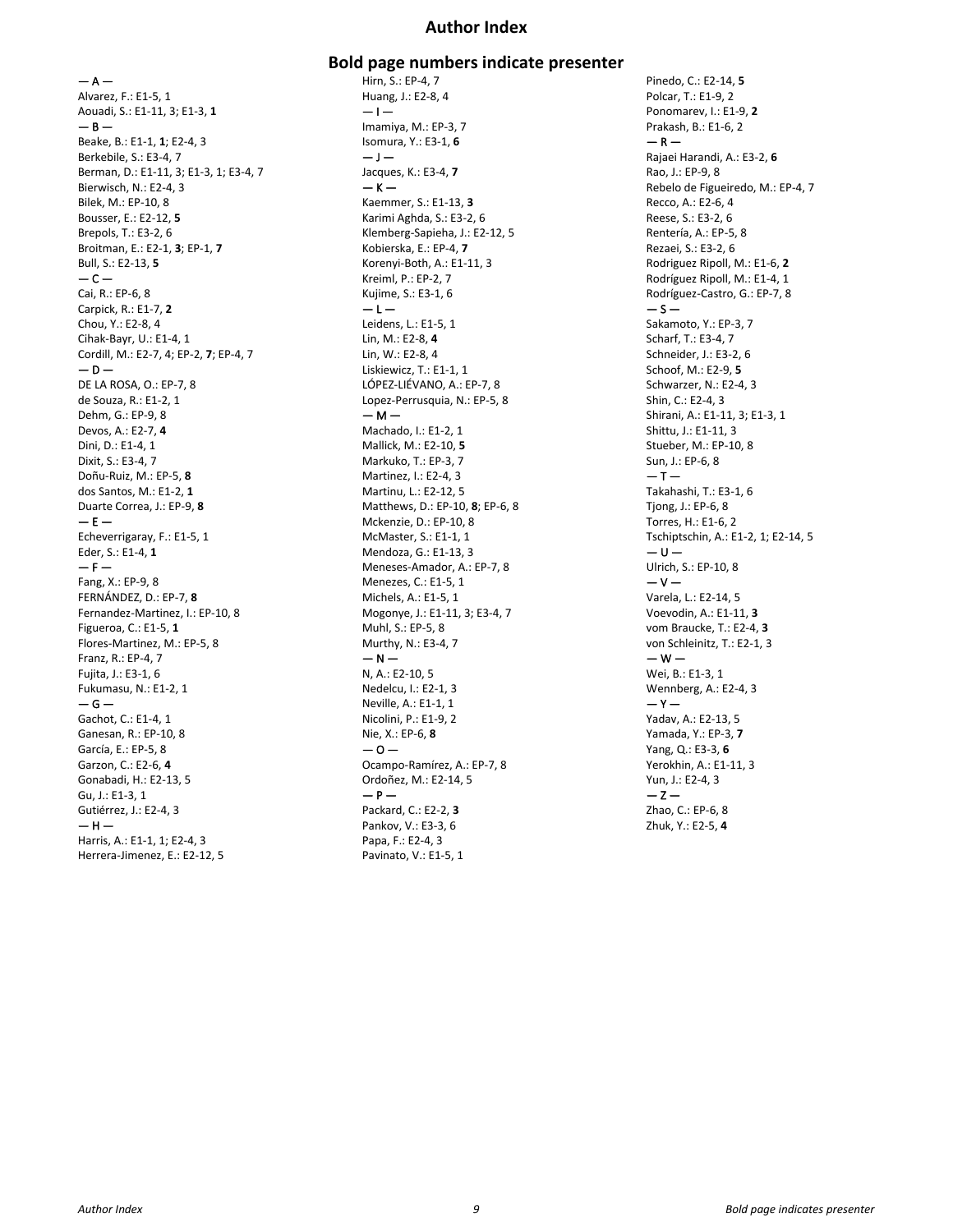# Author Index

## Bold page numbers indicate presenter

— A —
Alvarez, F.: E1-5, 1
Aouadi, S.: E1-11, 3; E1-3, **1**
— B —
Beake, B.: E1-1, **1**; E2-4, 3
Berkebile, S.: E3-4, 7
Berman, D.: E1-11, 3; E1-3, 1; E3-4, 7
Bierwisch, N.: E2-4, 3
Bilek, M.: EP-10, 8
Bousser, E.: E2-12, **5**
Brepols, T.: E3-2, 6
Broitman, E.: E2-1, **3**; EP-1, **7**
Bull, S.: E2-13, **5**
— C —
Cai, R.: EP-6, 8
Carpick, R.: E1-7, **2**
Chou, Y.: E2-8, 4
Cihak-Bayr, U.: E1-4, 1
Cordill, M.: E2-7, 4; EP-2, **7**; EP-4, 7
— D —
DE LA ROSA, O.: EP-7, 8
de Souza, R.: E1-2, 1
Dehm, G.: EP-9, 8
Devos, A.: E2-7, **4**
Dini, D.: E1-4, 1
Dixit, S.: E3-4, 7
Doñu-Ruiz, M.: EP-5, **8**
dos Santos, M.: E1-2, **1**
Duarte Correa, J.: EP-9, **8**
— E —
Echeverrigaray, F.: E1-5, 1
Eder, S.: E1-4, **1**
— F —
Fang, X.: EP-9, 8
FERNÁNDEZ, D.: EP-7, **8**
Fernandez-Martinez, I.: EP-10, 8
Figueroa, C.: E1-5, **1**
Flores-Martinez, M.: EP-5, 8
Franz, R.: EP-4, 7
Fujita, J.: E3-1, 6
Fukumasu, N.: E1-2, 1
— G —
Gachot, C.: E1-4, 1
Ganesan, R.: EP-10, 8
García, E.: EP-5, 8
Garzon, C.: E2-6, **4**
Gonabadi, H.: E2-13, 5
Gu, J.: E1-3, 1
Gutiérrez, J.: E2-4, 3
— H —
Harris, A.: E1-1, 1; E2-4, 3
Herrera-Jimenez, E.: E2-12, 5
Hirn, S.: EP-4, 7
Huang, J.: E2-8, 4
— I —
Imamiya, M.: EP-3, 7
Isomura, Y.: E3-1, **6**
— J —
Jacques, K.: E3-4, **7**
— K —
Kaemmer, S.: E1-13, **3**
Karimi Aghda, S.: E3-2, 6
Klemberg-Sapieha, J.: E2-12, 5
Kobierska, E.: EP-4, **7**
Korenyi-Both, A.: E1-11, 3
Kreiml, P.: EP-2, 7
Kujime, S.: E3-1, 6
— L —
Leidens, L.: E1-5, 1
Lin, M.: E2-8, **4**
Lin, W.: E2-8, 4
Liskiewicz, T.: E1-1, 1
LÓPEZ-LIÉVANO, A.: EP-7, 8
Lopez-Perrusquia, N.: EP-5, 8
— M —
Machado, I.: E1-2, 1
Mallick, M.: E2-10, **5**
Markuko, T.: EP-3, 7
Martinez, I.: E2-4, 3
Martinu, L.: E2-12, 5
Matthews, D.: EP-10, **8**; EP-6, 8
Mckenzie, D.: EP-10, 8
McMaster, S.: E1-1, 1
Mendoza, G.: E1-13, 3
Meneses-Amador, A.: EP-7, 8
Menezes, C.: E1-5, 1
Michels, A.: E1-5, 1
Mogonye, J.: E1-11, 3; E3-4, 7
Muhl, S.: EP-5, 8
Murthy, N.: E3-4, 7
— N —
N, A.: E2-10, 5
Nedelcu, I.: E2-1, 3
Neville, A.: E1-1, 1
Nicolini, P.: E1-9, 2
Nie, X.: EP-6, **8**
— O —
Ocampo-Ramírez, A.: EP-7, 8
Ordoñez, M.: E2-14, 5
— P —
Packard, C.: E2-2, **3**
Pankov, V.: E3-3, 6
Papa, F.: E2-4, 3
Pavinato, V.: E1-5, 1
Pinedo, C.: E2-14, **5**
Polcar, T.: E1-9, 2
Ponomarev, I.: E1-9, **2**
Prakash, B.: E1-6, 2
— R —
Rajaei Harandi, A.: E3-2, **6**
Rao, J.: EP-9, 8
Rebelo de Figueiredo, M.: EP-4, 7
Recco, A.: E2-6, 4
Reese, S.: E3-2, 6
Rentería, A.: EP-5, 8
Rezaei, S.: E3-2, 6
Rodriguez Ripoll, M.: E1-6, **2**
Rodríguez Ripoll, M.: E1-4, 1
Rodríguez-Castro, G.: EP-7, 8
— S —
Sakamoto, Y.: EP-3, 7
Scharf, T.: E3-4, 7
Schneider, J.: E3-2, 6
Schoof, M.: E2-9, **5**
Schwarzer, N.: E2-4, 3
Shin, C.: E2-4, 3
Shirani, A.: E1-11, 3; E1-3, 1
Shittu, J.: E1-11, 3
Stueber, M.: EP-10, 8
Sun, J.: EP-6, 8
— T —
Takahashi, T.: E3-1, 6
Tjong, J.: EP-6, 8
Torres, H.: E1-6, 2
Tschiptschin, A.: E1-2, 1; E2-14, 5
— U —
Ulrich, S.: EP-10, 8
— V —
Varela, L.: E2-14, 5
Voevodin, A.: E1-11, **3**
vom Braucke, T.: E2-4, **3**
von Schleinitz, T.: E2-1, 3
— W —
Wei, B.: E1-3, 1
Wennberg, A.: E2-4, 3
— Y —
Yadav, A.: E2-13, 5
Yamada, Y.: EP-3, **7**
Yang, Q.: E3-3, **6**
Yerokhin, A.: E1-11, 3
Yun, J.: E2-4, 3
— Z —
Zhao, C.: EP-6, 8
Zhuk, Y.: E2-5, **4**